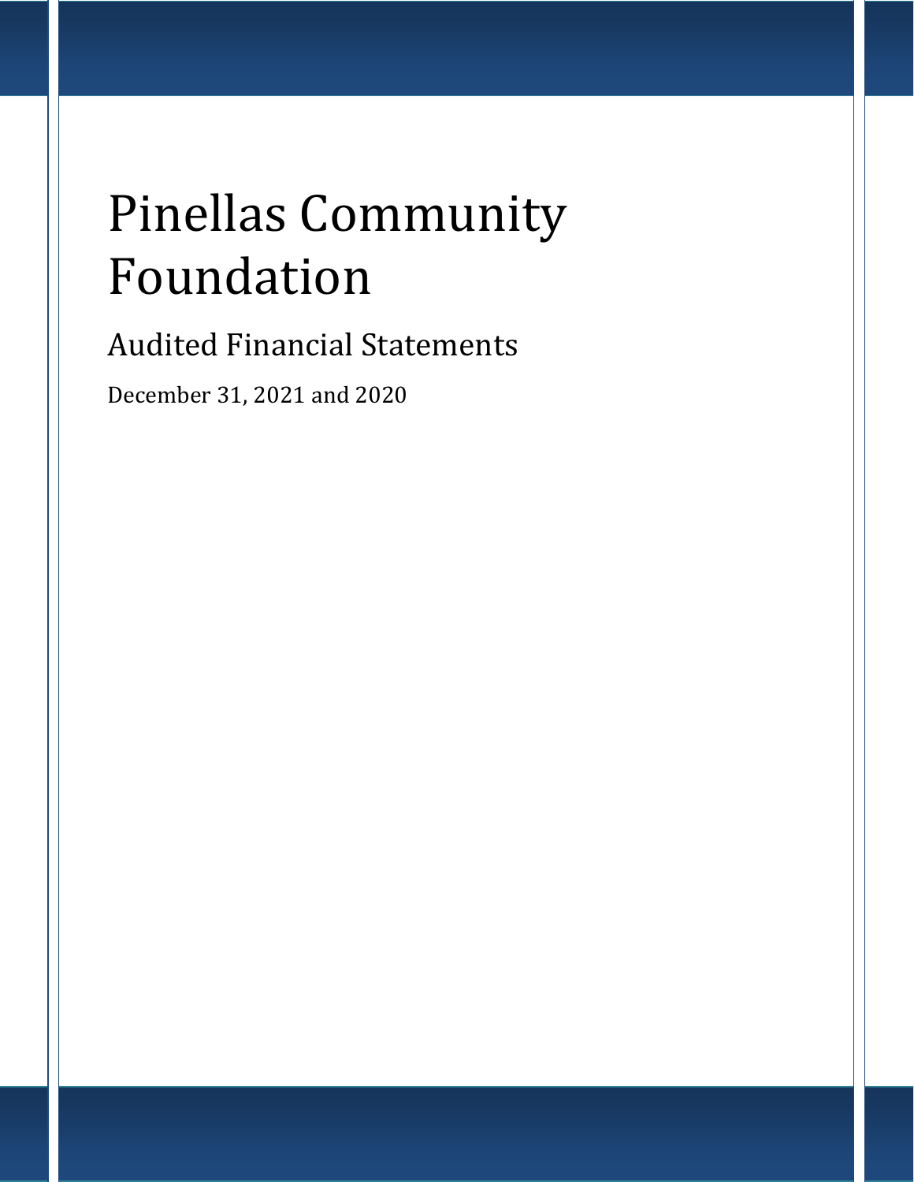# Pinellas Community Foundation

## Audited Financial Statements

December 31, 2021 and 2020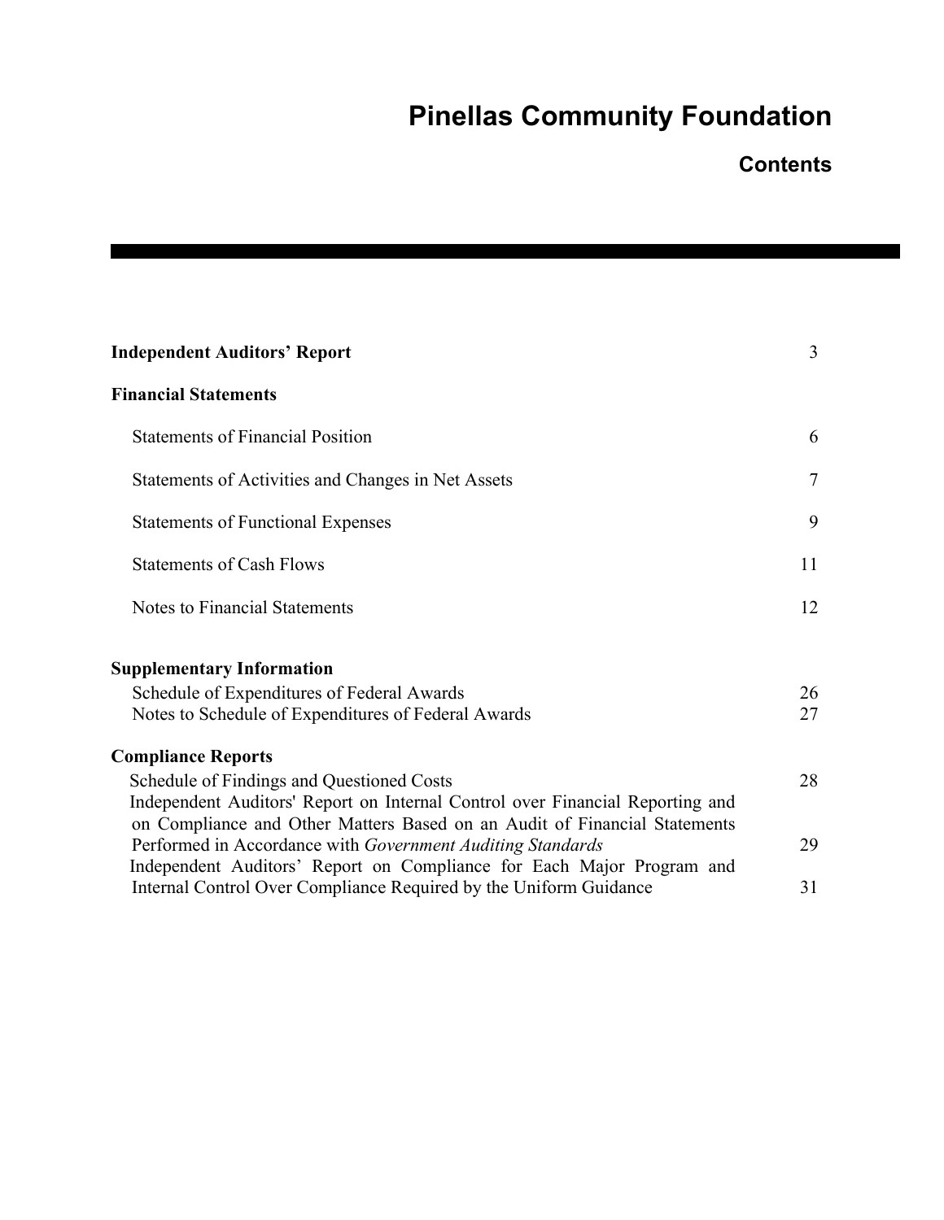# Pinellas Community Foundation

## Contents

| | |
|---|---|
| **Independent Auditors' Report** | 3 |
| **Financial Statements** | |
| Statements of Financial Position | 6 |
| Statements of Activities and Changes in Net Assets | 7 |
| Statements of Functional Expenses | 9 |
| Statements of Cash Flows | 11 |
| Notes to Financial Statements | 12 |
| **Supplementary Information** | |
| Schedule of Expenditures of Federal Awards | 26 |
| Notes to Schedule of Expenditures of Federal Awards | 27 |
| **Compliance Reports** | |
| Schedule of Findings and Questioned Costs | 28 |
| Independent Auditors' Report on Internal Control over Financial Reporting and on Compliance and Other Matters Based on an Audit of Financial Statements Performed in Accordance with *Government Auditing Standards* | 29 |
| Independent Auditors' Report on Compliance for Each Major Program and Internal Control Over Compliance Required by the Uniform Guidance | 31 |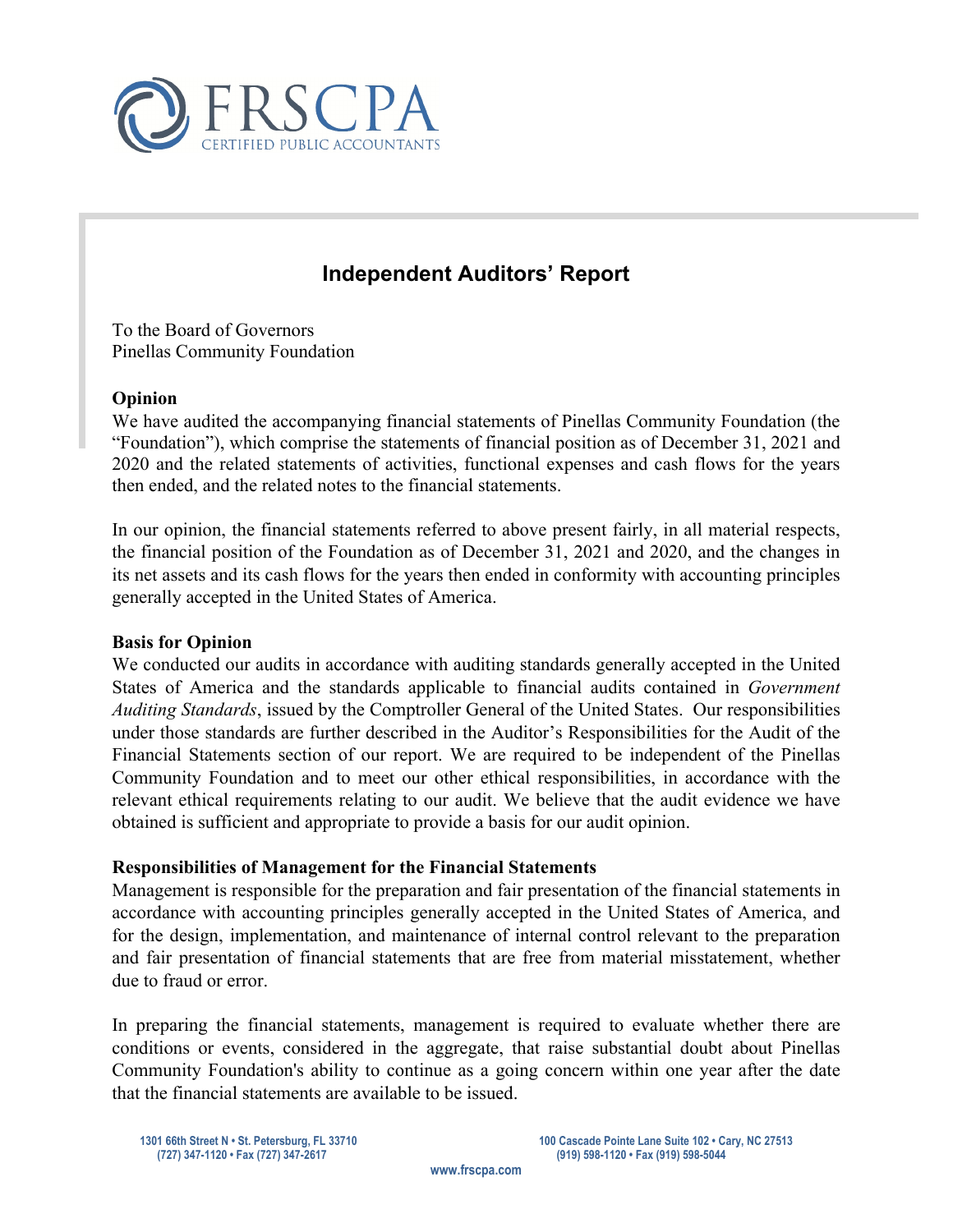# Independent Auditors' Report

To the Board of Governors
Pinellas Community Foundation

**Opinion**

We have audited the accompanying financial statements of Pinellas Community Foundation (the "Foundation"), which comprise the statements of financial position as of December 31, 2021 and 2020 and the related statements of activities, functional expenses and cash flows for the years then ended, and the related notes to the financial statements.

In our opinion, the financial statements referred to above present fairly, in all material respects, the financial position of the Foundation as of December 31, 2021 and 2020, and the changes in its net assets and its cash flows for the years then ended in conformity with accounting principles generally accepted in the United States of America.

**Basis for Opinion**

We conducted our audits in accordance with auditing standards generally accepted in the United States of America and the standards applicable to financial audits contained in *Government Auditing Standards*, issued by the Comptroller General of the United States. Our responsibilities under those standards are further described in the Auditor's Responsibilities for the Audit of the Financial Statements section of our report. We are required to be independent of the Pinellas Community Foundation and to meet our other ethical responsibilities, in accordance with the relevant ethical requirements relating to our audit. We believe that the audit evidence we have obtained is sufficient and appropriate to provide a basis for our audit opinion.

**Responsibilities of Management for the Financial Statements**

Management is responsible for the preparation and fair presentation of the financial statements in accordance with accounting principles generally accepted in the United States of America, and for the design, implementation, and maintenance of internal control relevant to the preparation and fair presentation of financial statements that are free from material misstatement, whether due to fraud or error.

In preparing the financial statements, management is required to evaluate whether there are conditions or events, considered in the aggregate, that raise substantial doubt about Pinellas Community Foundation's ability to continue as a going concern within one year after the date that the financial statements are available to be issued.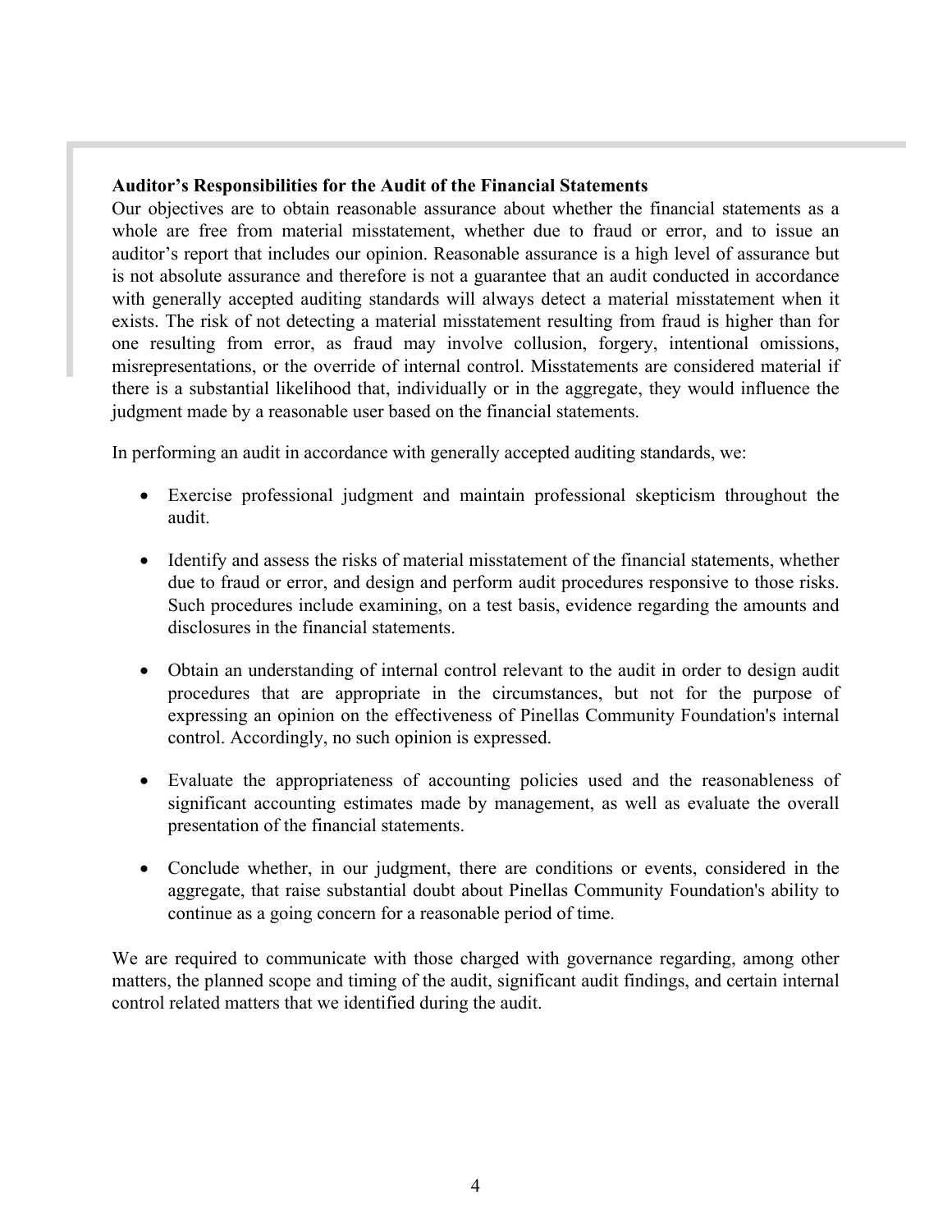**Auditor's Responsibilities for the Audit of the Financial Statements**

Our objectives are to obtain reasonable assurance about whether the financial statements as a whole are free from material misstatement, whether due to fraud or error, and to issue an auditor's report that includes our opinion. Reasonable assurance is a high level of assurance but is not absolute assurance and therefore is not a guarantee that an audit conducted in accordance with generally accepted auditing standards will always detect a material misstatement when it exists. The risk of not detecting a material misstatement resulting from fraud is higher than for one resulting from error, as fraud may involve collusion, forgery, intentional omissions, misrepresentations, or the override of internal control. Misstatements are considered material if there is a substantial likelihood that, individually or in the aggregate, they would influence the judgment made by a reasonable user based on the financial statements.

In performing an audit in accordance with generally accepted auditing standards, we:

- Exercise professional judgment and maintain professional skepticism throughout the audit.
- Identify and assess the risks of material misstatement of the financial statements, whether due to fraud or error, and design and perform audit procedures responsive to those risks. Such procedures include examining, on a test basis, evidence regarding the amounts and disclosures in the financial statements.
- Obtain an understanding of internal control relevant to the audit in order to design audit procedures that are appropriate in the circumstances, but not for the purpose of expressing an opinion on the effectiveness of Pinellas Community Foundation's internal control. Accordingly, no such opinion is expressed.
- Evaluate the appropriateness of accounting policies used and the reasonableness of significant accounting estimates made by management, as well as evaluate the overall presentation of the financial statements.
- Conclude whether, in our judgment, there are conditions or events, considered in the aggregate, that raise substantial doubt about Pinellas Community Foundation's ability to continue as a going concern for a reasonable period of time.

We are required to communicate with those charged with governance regarding, among other matters, the planned scope and timing of the audit, significant audit findings, and certain internal control related matters that we identified during the audit.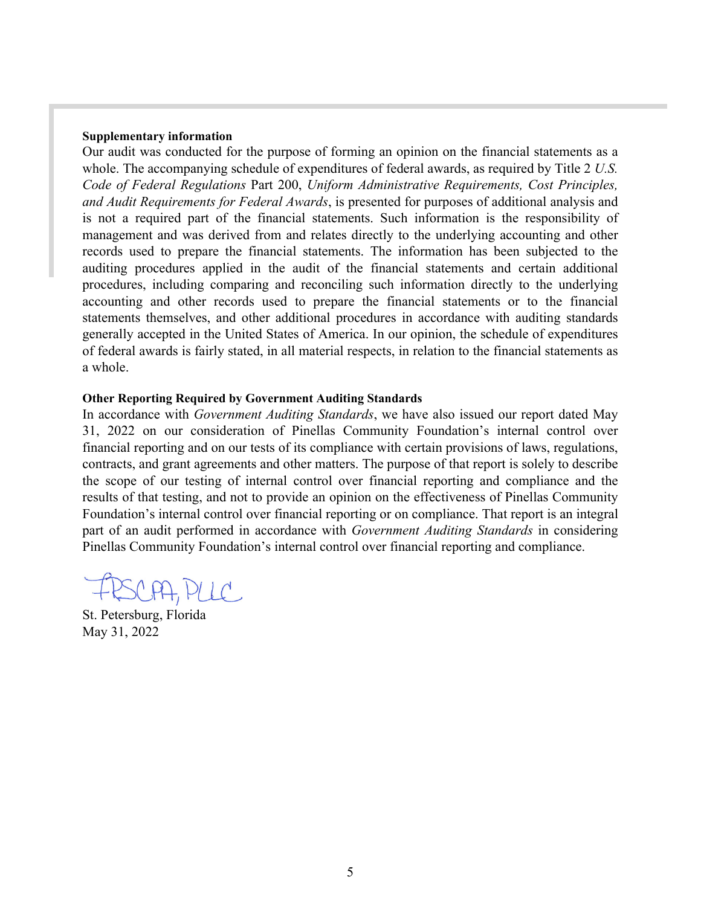**Supplementary information**

Our audit was conducted for the purpose of forming an opinion on the financial statements as a whole. The accompanying schedule of expenditures of federal awards, as required by Title 2 *U.S. Code of Federal Regulations* Part 200, *Uniform Administrative Requirements, Cost Principles, and Audit Requirements for Federal Awards*, is presented for purposes of additional analysis and is not a required part of the financial statements. Such information is the responsibility of management and was derived from and relates directly to the underlying accounting and other records used to prepare the financial statements. The information has been subjected to the auditing procedures applied in the audit of the financial statements and certain additional procedures, including comparing and reconciling such information directly to the underlying accounting and other records used to prepare the financial statements or to the financial statements themselves, and other additional procedures in accordance with auditing standards generally accepted in the United States of America. In our opinion, the schedule of expenditures of federal awards is fairly stated, in all material respects, in relation to the financial statements as a whole.

**Other Reporting Required by Government Auditing Standards**

In accordance with *Government Auditing Standards*, we have also issued our report dated May 31, 2022 on our consideration of Pinellas Community Foundation's internal control over financial reporting and on our tests of its compliance with certain provisions of laws, regulations, contracts, and grant agreements and other matters. The purpose of that report is solely to describe the scope of our testing of internal control over financial reporting and compliance and the results of that testing, and not to provide an opinion on the effectiveness of Pinellas Community Foundation's internal control over financial reporting or on compliance. That report is an integral part of an audit performed in accordance with *Government Auditing Standards* in considering Pinellas Community Foundation's internal control over financial reporting and compliance.

FRSCPA, PLLC

St. Petersburg, Florida
May 31, 2022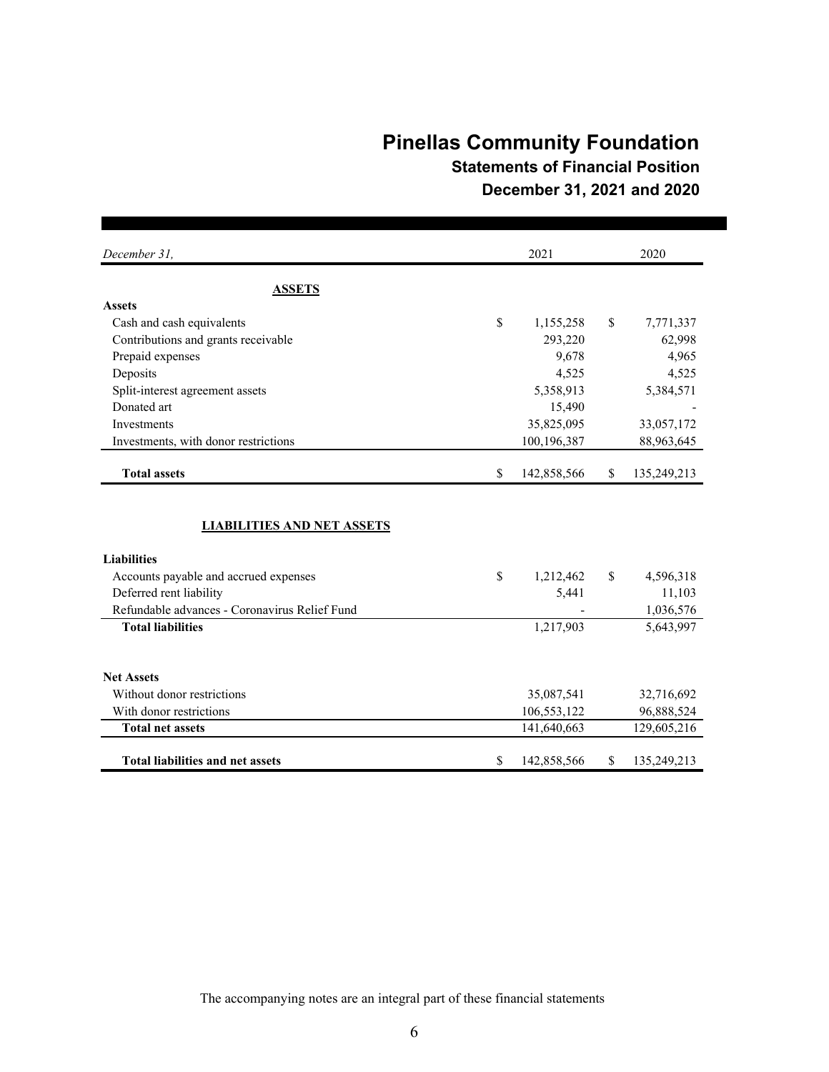# Pinellas Community Foundation

## Statements of Financial Position

## December 31, 2021 and 2020

| *December 31,* | 2021 | 2020 |
|---|---|---|
| **ASSETS** | | |
| **Assets** | | |
| Cash and cash equivalents | $ 1,155,258 | $ 7,771,337 |
| Contributions and grants receivable | 293,220 | 62,998 |
| Prepaid expenses | 9,678 | 4,965 |
| Deposits | 4,525 | 4,525 |
| Split-interest agreement assets | 5,358,913 | 5,384,571 |
| Donated art | 15,490 | - |
| Investments | 35,825,095 | 33,057,172 |
| Investments, with donor restrictions | 100,196,387 | 88,963,645 |
| **Total assets** | $ 142,858,566 | $ 135,249,213 |
| **LIABILITIES AND NET ASSETS** | | |
| **Liabilities** | | |
| Accounts payable and accrued expenses | $ 1,212,462 | $ 4,596,318 |
| Deferred rent liability | 5,441 | 11,103 |
| Refundable advances - Coronavirus Relief Fund | - | 1,036,576 |
| **Total liabilities** | 1,217,903 | 5,643,997 |
| **Net Assets** | | |
| Without donor restrictions | 35,087,541 | 32,716,692 |
| With donor restrictions | 106,553,122 | 96,888,524 |
| **Total net assets** | 141,640,663 | 129,605,216 |
| **Total liabilities and net assets** | $ 142,858,566 | $ 135,249,213 |

The accompanying notes are an integral part of these financial statements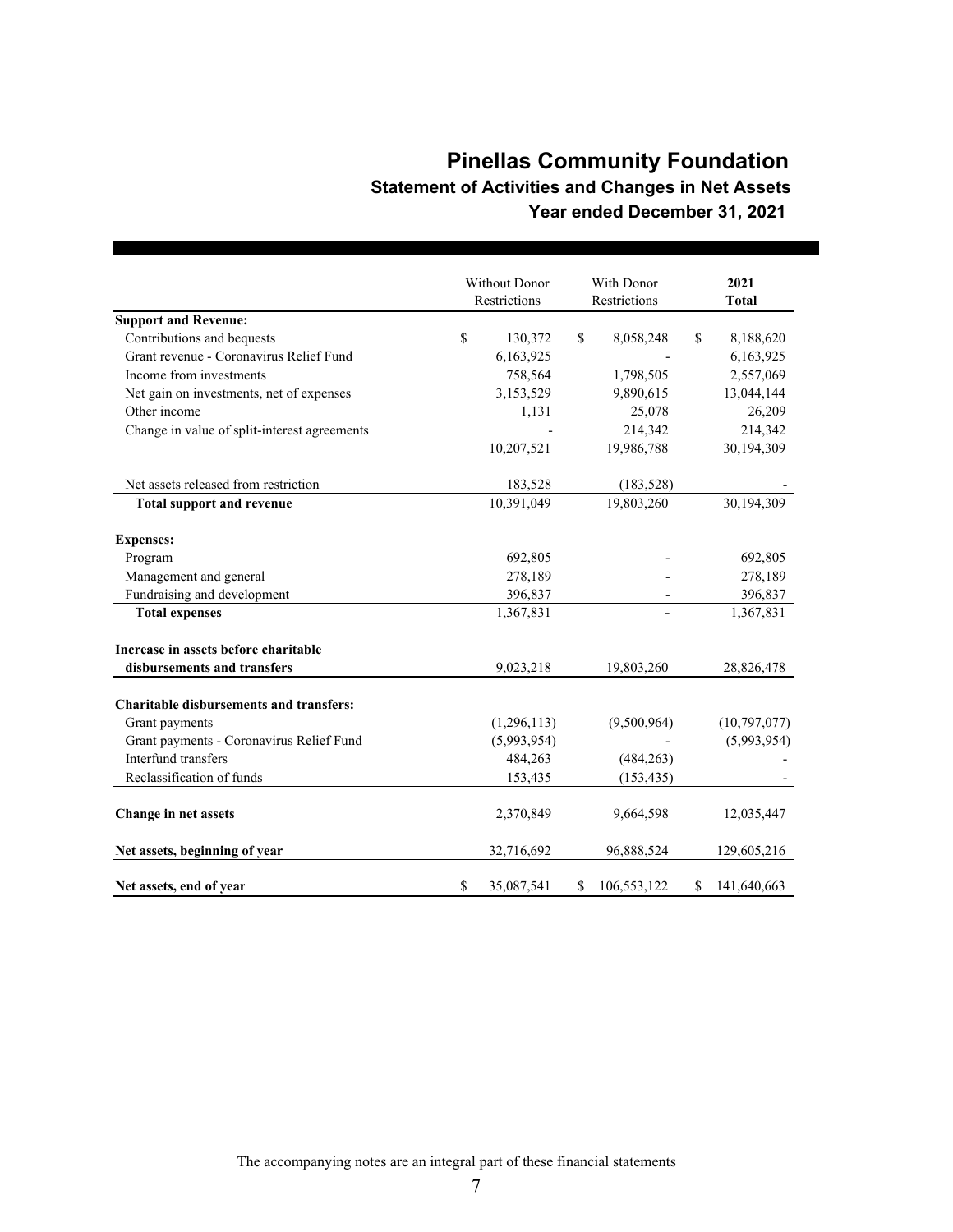# Pinellas Community Foundation

## Statement of Activities and Changes in Net Assets

### Year ended December 31, 2021

| | Without Donor Restrictions | With Donor Restrictions | 2021 Total |
|---|---|---|---|
| **Support and Revenue:** | | | |
| Contributions and bequests | $ 130,372 | $ 8,058,248 | $ 8,188,620 |
| Grant revenue - Coronavirus Relief Fund | 6,163,925 | - | 6,163,925 |
| Income from investments | 758,564 | 1,798,505 | 2,557,069 |
| Net gain on investments, net of expenses | 3,153,529 | 9,890,615 | 13,044,144 |
| Other income | 1,131 | 25,078 | 26,209 |
| Change in value of split-interest agreements | - | 214,342 | 214,342 |
| | 10,207,521 | 19,986,788 | 30,194,309 |
| Net assets released from restriction | 183,528 | (183,528) | - |
| **Total support and revenue** | 10,391,049 | 19,803,260 | 30,194,309 |
| **Expenses:** | | | |
| Program | 692,805 | - | 692,805 |
| Management and general | 278,189 | - | 278,189 |
| Fundraising and development | 396,837 | - | 396,837 |
| **Total expenses** | 1,367,831 | **-** | 1,367,831 |
| **Increase in assets before charitable disbursements and transfers** | 9,023,218 | 19,803,260 | 28,826,478 |
| **Charitable disbursements and transfers:** | | | |
| Grant payments | (1,296,113) | (9,500,964) | (10,797,077) |
| Grant payments - Coronavirus Relief Fund | (5,993,954) | - | (5,993,954) |
| Interfund transfers | 484,263 | (484,263) | - |
| Reclassification of funds | 153,435 | (153,435) | - |
| **Change in net assets** | 2,370,849 | 9,664,598 | 12,035,447 |
| **Net assets, beginning of year** | 32,716,692 | 96,888,524 | 129,605,216 |
| **Net assets, end of year** | $ 35,087,541 | $ 106,553,122 | $ 141,640,663 |

The accompanying notes are an integral part of these financial statements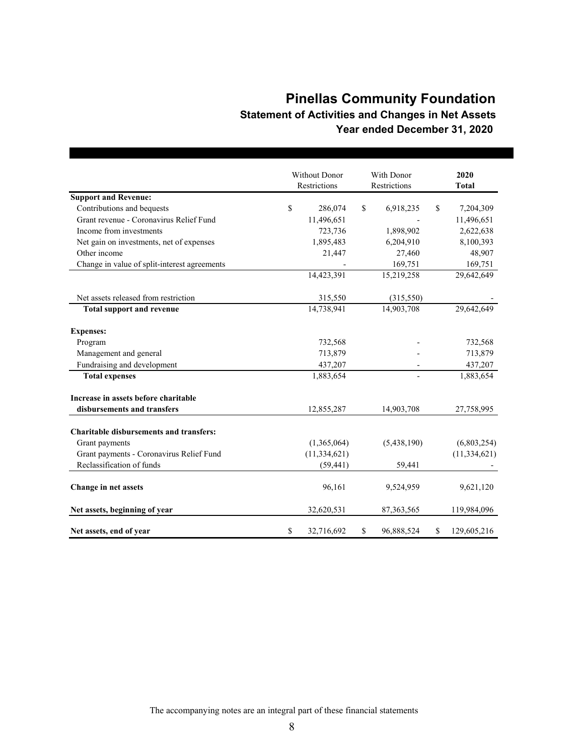# Pinellas Community Foundation

## Statement of Activities and Changes in Net Assets

### Year ended December 31, 2020

| | Without Donor Restrictions | With Donor Restrictions | 2020 Total |
|---|---|---|---|
| **Support and Revenue:** | | | |
| Contributions and bequests | $ 286,074 | $ 6,918,235 | $ 7,204,309 |
| Grant revenue - Coronavirus Relief Fund | 11,496,651 | - | 11,496,651 |
| Income from investments | 723,736 | 1,898,902 | 2,622,638 |
| Net gain on investments, net of expenses | 1,895,483 | 6,204,910 | 8,100,393 |
| Other income | 21,447 | 27,460 | 48,907 |
| Change in value of split-interest agreements | - | 169,751 | 169,751 |
| | 14,423,391 | 15,219,258 | 29,642,649 |
| Net assets released from restriction | 315,550 | (315,550) | - |
| **Total support and revenue** | 14,738,941 | 14,903,708 | 29,642,649 |
| **Expenses:** | | | |
| Program | 732,568 | - | 732,568 |
| Management and general | 713,879 | - | 713,879 |
| Fundraising and development | 437,207 | - | 437,207 |
| **Total expenses** | 1,883,654 | - | 1,883,654 |
| **Increase in assets before charitable disbursements and transfers** | 12,855,287 | 14,903,708 | 27,758,995 |
| **Charitable disbursements and transfers:** | | | |
| Grant payments | (1,365,064) | (5,438,190) | (6,803,254) |
| Grant payments - Coronavirus Relief Fund | (11,334,621) | | (11,334,621) |
| Reclassification of funds | (59,441) | 59,441 | - |
| **Change in net assets** | 96,161 | 9,524,959 | 9,621,120 |
| **Net assets, beginning of year** | 32,620,531 | 87,363,565 | 119,984,096 |
| **Net assets, end of year** | $ 32,716,692 | $ 96,888,524 | $ 129,605,216 |

The accompanying notes are an integral part of these financial statements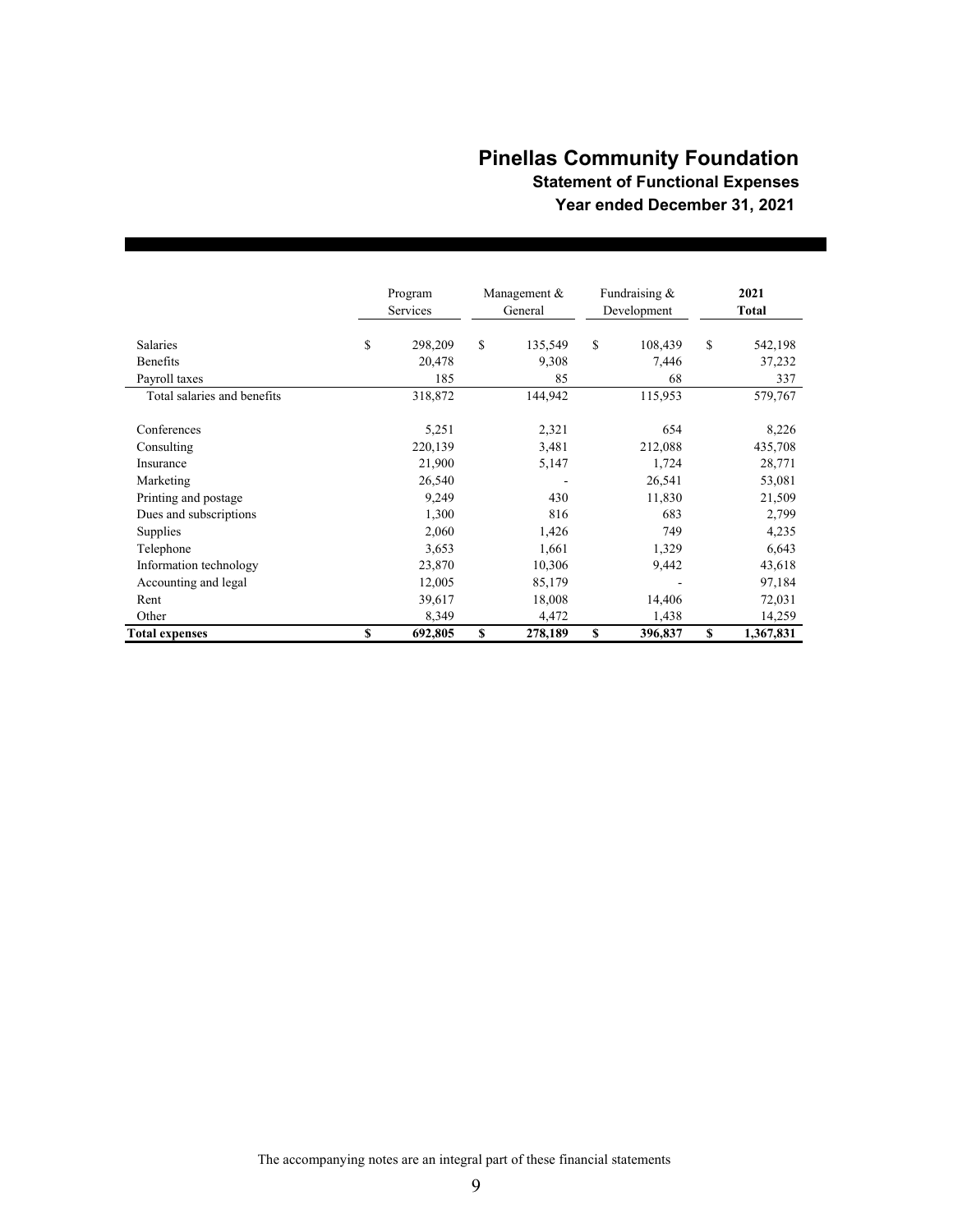# Pinellas Community Foundation

## Statement of Functional Expenses

### Year ended December 31, 2021

| | Program Services | Management & General | Fundraising & Development | 2021 Total |
|---|---|---|---|---|
| Salaries | $ 298,209 | $ 135,549 | $ 108,439 | $ 542,198 |
| Benefits | 20,478 | 9,308 | 7,446 | 37,232 |
| Payroll taxes | 185 | 85 | 68 | 337 |
| Total salaries and benefits | 318,872 | 144,942 | 115,953 | 579,767 |
| Conferences | 5,251 | 2,321 | 654 | 8,226 |
| Consulting | 220,139 | 3,481 | 212,088 | 435,708 |
| Insurance | 21,900 | 5,147 | 1,724 | 28,771 |
| Marketing | 26,540 | - | 26,541 | 53,081 |
| Printing and postage | 9,249 | 430 | 11,830 | 21,509 |
| Dues and subscriptions | 1,300 | 816 | 683 | 2,799 |
| Supplies | 2,060 | 1,426 | 749 | 4,235 |
| Telephone | 3,653 | 1,661 | 1,329 | 6,643 |
| Information technology | 23,870 | 10,306 | 9,442 | 43,618 |
| Accounting and legal | 12,005 | 85,179 | - | 97,184 |
| Rent | 39,617 | 18,008 | 14,406 | 72,031 |
| Other | 8,349 | 4,472 | 1,438 | 14,259 |
| **Total expenses** | **$ 692,805** | **$ 278,189** | **$ 396,837** | **$ 1,367,831** |

The accompanying notes are an integral part of these financial statements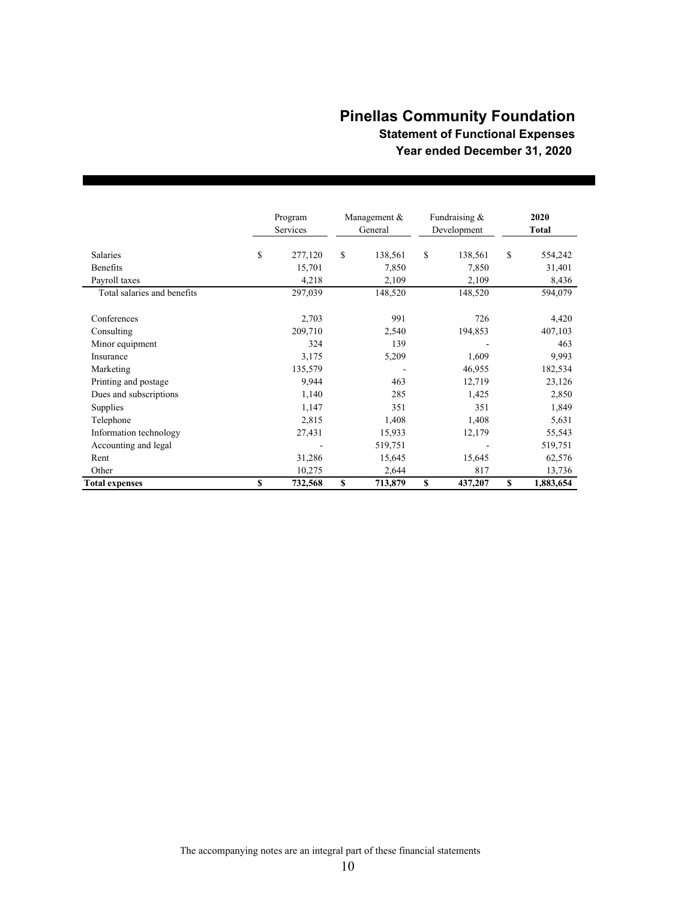# Pinellas Community Foundation

## Statement of Functional Expenses

### Year ended December 31, 2020

| | Program Services | Management & General | Fundraising & Development | **2020 Total** |
|---|---|---|---|---|
| Salaries | $ 277,120 | $ 138,561 | $ 138,561 | $ 554,242 |
| Benefits | 15,701 | 7,850 | 7,850 | 31,401 |
| Payroll taxes | 4,218 | 2,109 | 2,109 | 8,436 |
| Total salaries and benefits | 297,039 | 148,520 | 148,520 | 594,079 |
| | | | | |
| Conferences | 2,703 | 991 | 726 | 4,420 |
| Consulting | 209,710 | 2,540 | 194,853 | 407,103 |
| Minor equipment | 324 | 139 | - | 463 |
| Insurance | 3,175 | 5,209 | 1,609 | 9,993 |
| Marketing | 135,579 | - | 46,955 | 182,534 |
| Printing and postage | 9,944 | 463 | 12,719 | 23,126 |
| Dues and subscriptions | 1,140 | 285 | 1,425 | 2,850 |
| Supplies | 1,147 | 351 | 351 | 1,849 |
| Telephone | 2,815 | 1,408 | 1,408 | 5,631 |
| Information technology | 27,431 | 15,933 | 12,179 | 55,543 |
| Accounting and legal | - | 519,751 | - | 519,751 |
| Rent | 31,286 | 15,645 | 15,645 | 62,576 |
| Other | 10,275 | 2,644 | 817 | 13,736 |
| **Total expenses** | **$ 732,568** | **$ 713,879** | **$ 437,207** | **$ 1,883,654** |

The accompanying notes are an integral part of these financial statements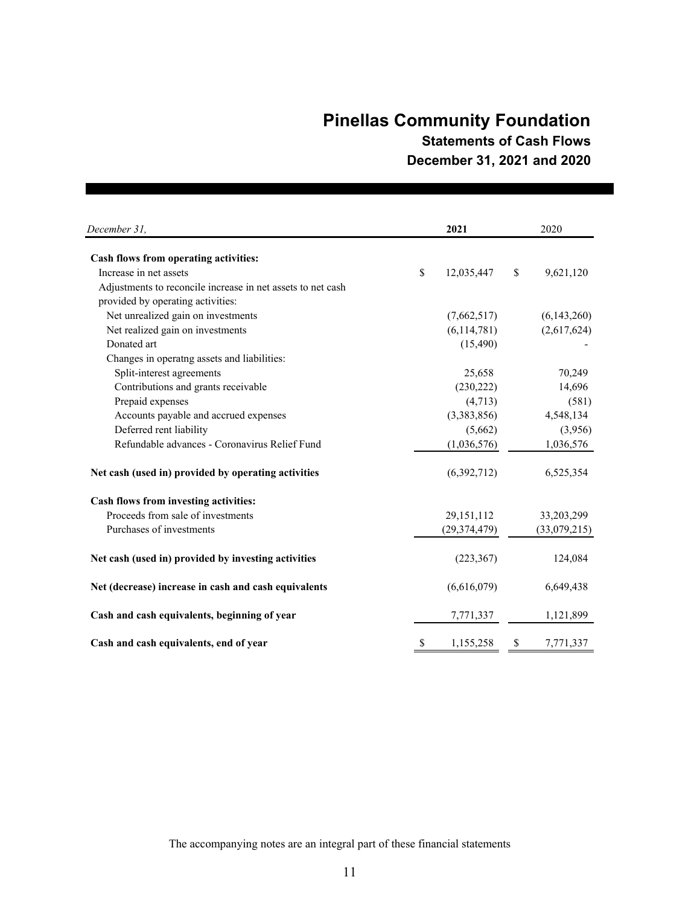# Pinellas Community Foundation

## Statements of Cash Flows

## December 31, 2021 and 2020

| *December 31,* | **2021** | 2020 |
|---|---|---|
| **Cash flows from operating activities:** | | |
| Increase in net assets | $ 12,035,447 | $ 9,621,120 |
| Adjustments to reconcile increase in net assets to net cash provided by operating activities: | | |
| Net unrealized gain on investments | (7,662,517) | (6,143,260) |
| Net realized gain on investments | (6,114,781) | (2,617,624) |
| Donated art | (15,490) | - |
| Changes in operatng assets and liabilities: | | |
| Split-interest agreements | 25,658 | 70,249 |
| Contributions and grants receivable | (230,222) | 14,696 |
| Prepaid expenses | (4,713) | (581) |
| Accounts payable and accrued expenses | (3,383,856) | 4,548,134 |
| Deferred rent liability | (5,662) | (3,956) |
| Refundable advances - Coronavirus Relief Fund | (1,036,576) | 1,036,576 |
| **Net cash (used in) provided by operating activities** | (6,392,712) | 6,525,354 |
| **Cash flows from investing activities:** | | |
| Proceeds from sale of investments | 29,151,112 | 33,203,299 |
| Purchases of investments | (29,374,479) | (33,079,215) |
| **Net cash (used in) provided by investing activities** | (223,367) | 124,084 |
| **Net (decrease) increase in cash and cash equivalents** | (6,616,079) | 6,649,438 |
| **Cash and cash equivalents, beginning of year** | 7,771,337 | 1,121,899 |
| **Cash and cash equivalents, end of year** | $ 1,155,258 | $ 7,771,337 |

The accompanying notes are an integral part of these financial statements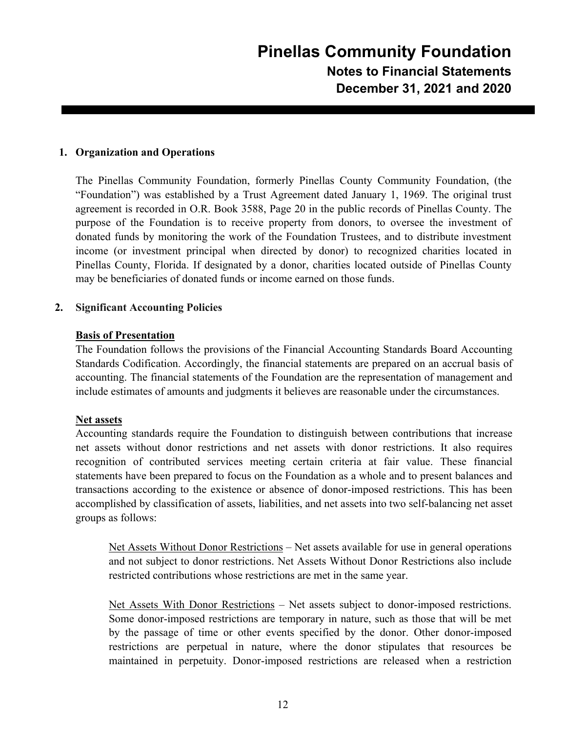## 1. Organization and Operations

The Pinellas Community Foundation, formerly Pinellas County Community Foundation, (the "Foundation") was established by a Trust Agreement dated January 1, 1969. The original trust agreement is recorded in O.R. Book 3588, Page 20 in the public records of Pinellas County. The purpose of the Foundation is to receive property from donors, to oversee the investment of donated funds by monitoring the work of the Foundation Trustees, and to distribute investment income (or investment principal when directed by donor) to recognized charities located in Pinellas County, Florida. If designated by a donor, charities located outside of Pinellas County may be beneficiaries of donated funds or income earned on those funds.

## 2. Significant Accounting Policies

### Basis of Presentation

The Foundation follows the provisions of the Financial Accounting Standards Board Accounting Standards Codification. Accordingly, the financial statements are prepared on an accrual basis of accounting. The financial statements of the Foundation are the representation of management and include estimates of amounts and judgments it believes are reasonable under the circumstances.

### Net assets

Accounting standards require the Foundation to distinguish between contributions that increase net assets without donor restrictions and net assets with donor restrictions. It also requires recognition of contributed services meeting certain criteria at fair value. These financial statements have been prepared to focus on the Foundation as a whole and to present balances and transactions according to the existence or absence of donor-imposed restrictions. This has been accomplished by classification of assets, liabilities, and net assets into two self-balancing net asset groups as follows:

> Net Assets Without Donor Restrictions – Net assets available for use in general operations and not subject to donor restrictions. Net Assets Without Donor Restrictions also include restricted contributions whose restrictions are met in the same year.
>
> Net Assets With Donor Restrictions – Net assets subject to donor-imposed restrictions. Some donor-imposed restrictions are temporary in nature, such as those that will be met by the passage of time or other events specified by the donor. Other donor-imposed restrictions are perpetual in nature, where the donor stipulates that resources be maintained in perpetuity. Donor-imposed restrictions are released when a restriction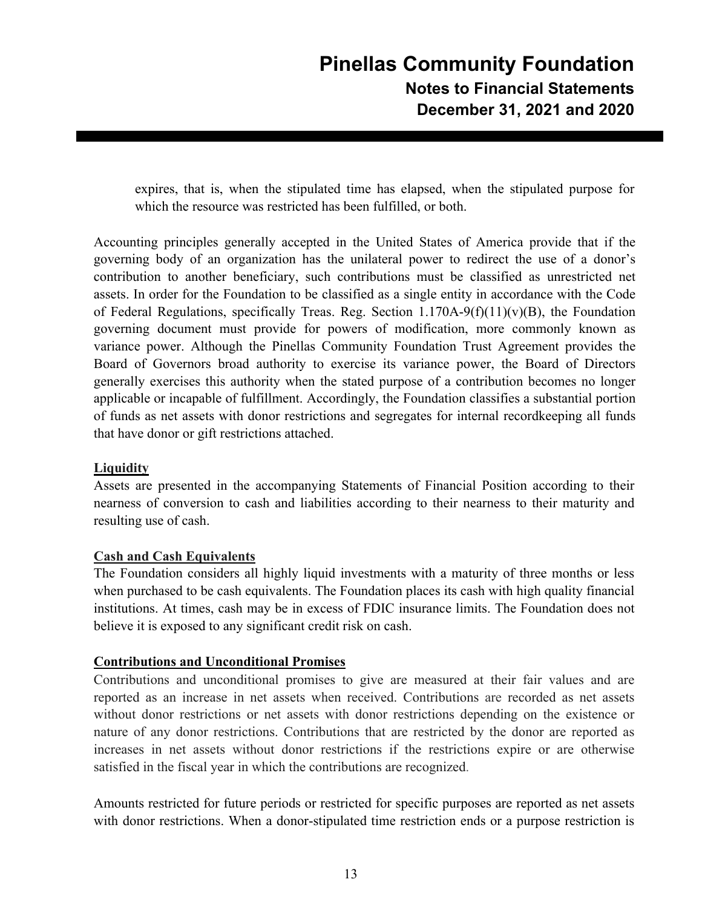expires, that is, when the stipulated time has elapsed, when the stipulated purpose for which the resource was restricted has been fulfilled, or both.

Accounting principles generally accepted in the United States of America provide that if the governing body of an organization has the unilateral power to redirect the use of a donor's contribution to another beneficiary, such contributions must be classified as unrestricted net assets. In order for the Foundation to be classified as a single entity in accordance with the Code of Federal Regulations, specifically Treas. Reg. Section 1.170A-9(f)(11)(v)(B), the Foundation governing document must provide for powers of modification, more commonly known as variance power. Although the Pinellas Community Foundation Trust Agreement provides the Board of Governors broad authority to exercise its variance power, the Board of Directors generally exercises this authority when the stated purpose of a contribution becomes no longer applicable or incapable of fulfillment. Accordingly, the Foundation classifies a substantial portion of funds as net assets with donor restrictions and segregates for internal recordkeeping all funds that have donor or gift restrictions attached.

**Liquidity**

Assets are presented in the accompanying Statements of Financial Position according to their nearness of conversion to cash and liabilities according to their nearness to their maturity and resulting use of cash.

**Cash and Cash Equivalents**

The Foundation considers all highly liquid investments with a maturity of three months or less when purchased to be cash equivalents. The Foundation places its cash with high quality financial institutions. At times, cash may be in excess of FDIC insurance limits. The Foundation does not believe it is exposed to any significant credit risk on cash.

**Contributions and Unconditional Promises**

Contributions and unconditional promises to give are measured at their fair values and are reported as an increase in net assets when received. Contributions are recorded as net assets without donor restrictions or net assets with donor restrictions depending on the existence or nature of any donor restrictions. Contributions that are restricted by the donor are reported as increases in net assets without donor restrictions if the restrictions expire or are otherwise satisfied in the fiscal year in which the contributions are recognized.

Amounts restricted for future periods or restricted for specific purposes are reported as net assets with donor restrictions. When a donor-stipulated time restriction ends or a purpose restriction is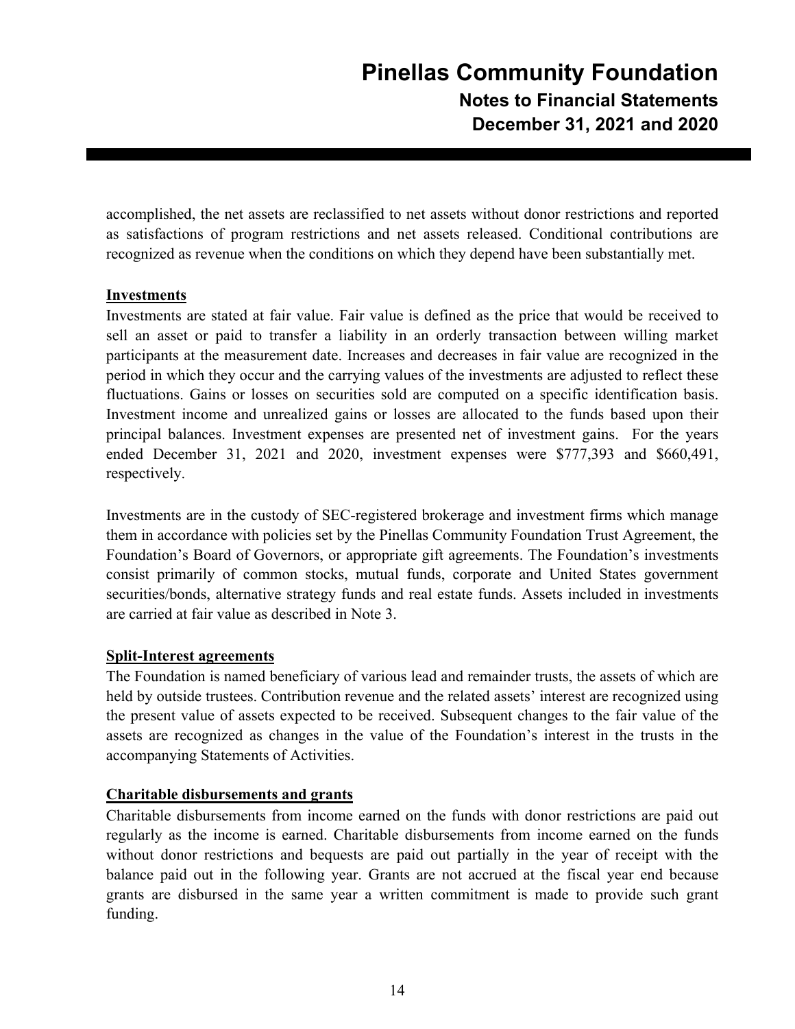accomplished, the net assets are reclassified to net assets without donor restrictions and reported as satisfactions of program restrictions and net assets released. Conditional contributions are recognized as revenue when the conditions on which they depend have been substantially met.

**Investments**

Investments are stated at fair value. Fair value is defined as the price that would be received to sell an asset or paid to transfer a liability in an orderly transaction between willing market participants at the measurement date. Increases and decreases in fair value are recognized in the period in which they occur and the carrying values of the investments are adjusted to reflect these fluctuations. Gains or losses on securities sold are computed on a specific identification basis. Investment income and unrealized gains or losses are allocated to the funds based upon their principal balances. Investment expenses are presented net of investment gains. For the years ended December 31, 2021 and 2020, investment expenses were $777,393 and $660,491, respectively.

Investments are in the custody of SEC-registered brokerage and investment firms which manage them in accordance with policies set by the Pinellas Community Foundation Trust Agreement, the Foundation's Board of Governors, or appropriate gift agreements. The Foundation's investments consist primarily of common stocks, mutual funds, corporate and United States government securities/bonds, alternative strategy funds and real estate funds. Assets included in investments are carried at fair value as described in Note 3.

**Split-Interest agreements**

The Foundation is named beneficiary of various lead and remainder trusts, the assets of which are held by outside trustees. Contribution revenue and the related assets' interest are recognized using the present value of assets expected to be received. Subsequent changes to the fair value of the assets are recognized as changes in the value of the Foundation's interest in the trusts in the accompanying Statements of Activities.

**Charitable disbursements and grants**

Charitable disbursements from income earned on the funds with donor restrictions are paid out regularly as the income is earned. Charitable disbursements from income earned on the funds without donor restrictions and bequests are paid out partially in the year of receipt with the balance paid out in the following year. Grants are not accrued at the fiscal year end because grants are disbursed in the same year a written commitment is made to provide such grant funding.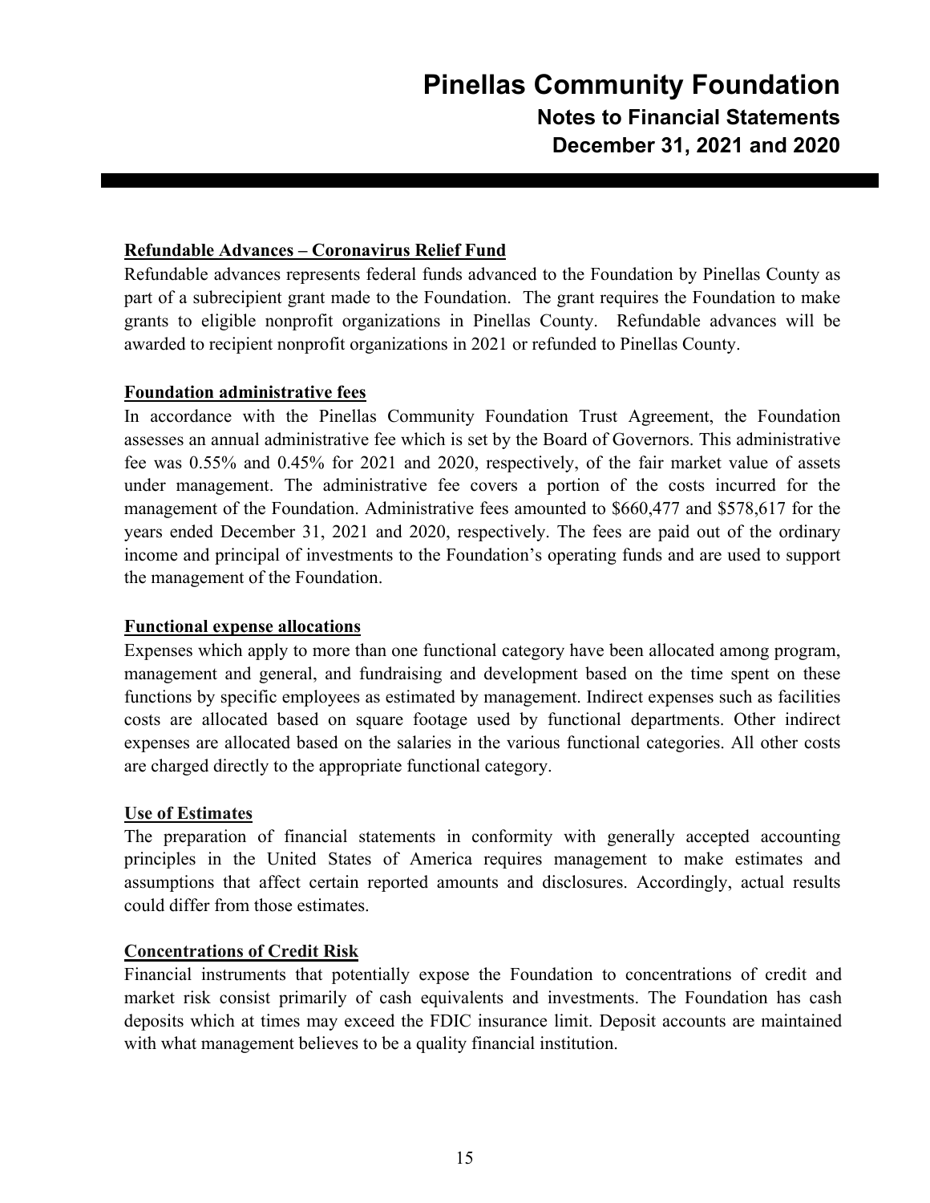**Refundable Advances – Coronavirus Relief Fund**

Refundable advances represents federal funds advanced to the Foundation by Pinellas County as part of a subrecipient grant made to the Foundation. The grant requires the Foundation to make grants to eligible nonprofit organizations in Pinellas County. Refundable advances will be awarded to recipient nonprofit organizations in 2021 or refunded to Pinellas County.

**Foundation administrative fees**

In accordance with the Pinellas Community Foundation Trust Agreement, the Foundation assesses an annual administrative fee which is set by the Board of Governors. This administrative fee was 0.55% and 0.45% for 2021 and 2020, respectively, of the fair market value of assets under management. The administrative fee covers a portion of the costs incurred for the management of the Foundation. Administrative fees amounted to $660,477 and $578,617 for the years ended December 31, 2021 and 2020, respectively. The fees are paid out of the ordinary income and principal of investments to the Foundation's operating funds and are used to support the management of the Foundation.

**Functional expense allocations**

Expenses which apply to more than one functional category have been allocated among program, management and general, and fundraising and development based on the time spent on these functions by specific employees as estimated by management. Indirect expenses such as facilities costs are allocated based on square footage used by functional departments. Other indirect expenses are allocated based on the salaries in the various functional categories. All other costs are charged directly to the appropriate functional category.

**Use of Estimates**

The preparation of financial statements in conformity with generally accepted accounting principles in the United States of America requires management to make estimates and assumptions that affect certain reported amounts and disclosures. Accordingly, actual results could differ from those estimates.

**Concentrations of Credit Risk**

Financial instruments that potentially expose the Foundation to concentrations of credit and market risk consist primarily of cash equivalents and investments. The Foundation has cash deposits which at times may exceed the FDIC insurance limit. Deposit accounts are maintained with what management believes to be a quality financial institution.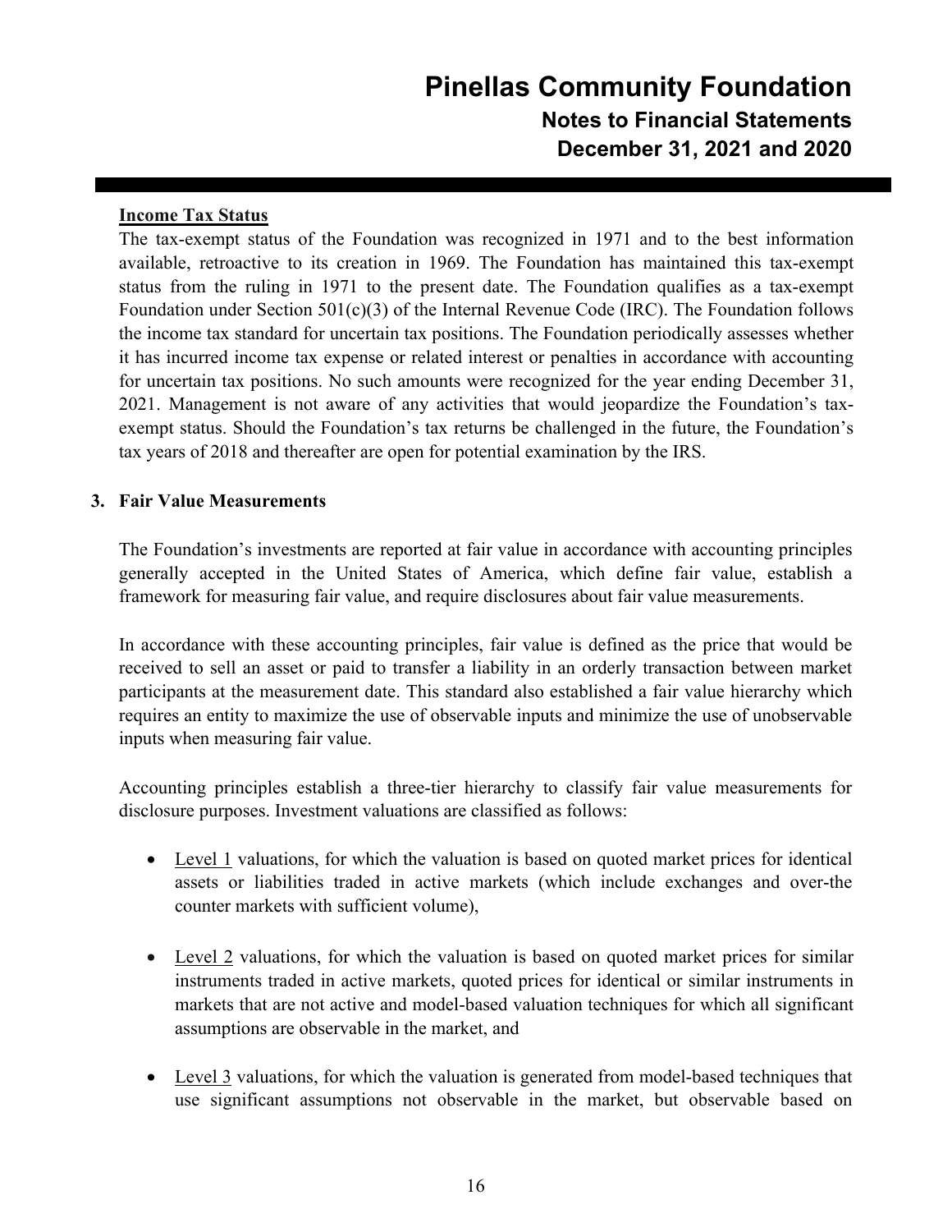**Income Tax Status**

The tax-exempt status of the Foundation was recognized in 1971 and to the best information available, retroactive to its creation in 1969. The Foundation has maintained this tax-exempt status from the ruling in 1971 to the present date. The Foundation qualifies as a tax-exempt Foundation under Section 501(c)(3) of the Internal Revenue Code (IRC). The Foundation follows the income tax standard for uncertain tax positions. The Foundation periodically assesses whether it has incurred income tax expense or related interest or penalties in accordance with accounting for uncertain tax positions. No such amounts were recognized for the year ending December 31, 2021. Management is not aware of any activities that would jeopardize the Foundation's tax-exempt status. Should the Foundation's tax returns be challenged in the future, the Foundation's tax years of 2018 and thereafter are open for potential examination by the IRS.

**3. Fair Value Measurements**

The Foundation's investments are reported at fair value in accordance with accounting principles generally accepted in the United States of America, which define fair value, establish a framework for measuring fair value, and require disclosures about fair value measurements.

In accordance with these accounting principles, fair value is defined as the price that would be received to sell an asset or paid to transfer a liability in an orderly transaction between market participants at the measurement date. This standard also established a fair value hierarchy which requires an entity to maximize the use of observable inputs and minimize the use of unobservable inputs when measuring fair value.

Accounting principles establish a three-tier hierarchy to classify fair value measurements for disclosure purposes. Investment valuations are classified as follows:

- Level 1 valuations, for which the valuation is based on quoted market prices for identical assets or liabilities traded in active markets (which include exchanges and over-the counter markets with sufficient volume),

- Level 2 valuations, for which the valuation is based on quoted market prices for similar instruments traded in active markets, quoted prices for identical or similar instruments in markets that are not active and model-based valuation techniques for which all significant assumptions are observable in the market, and

- Level 3 valuations, for which the valuation is generated from model-based techniques that use significant assumptions not observable in the market, but observable based on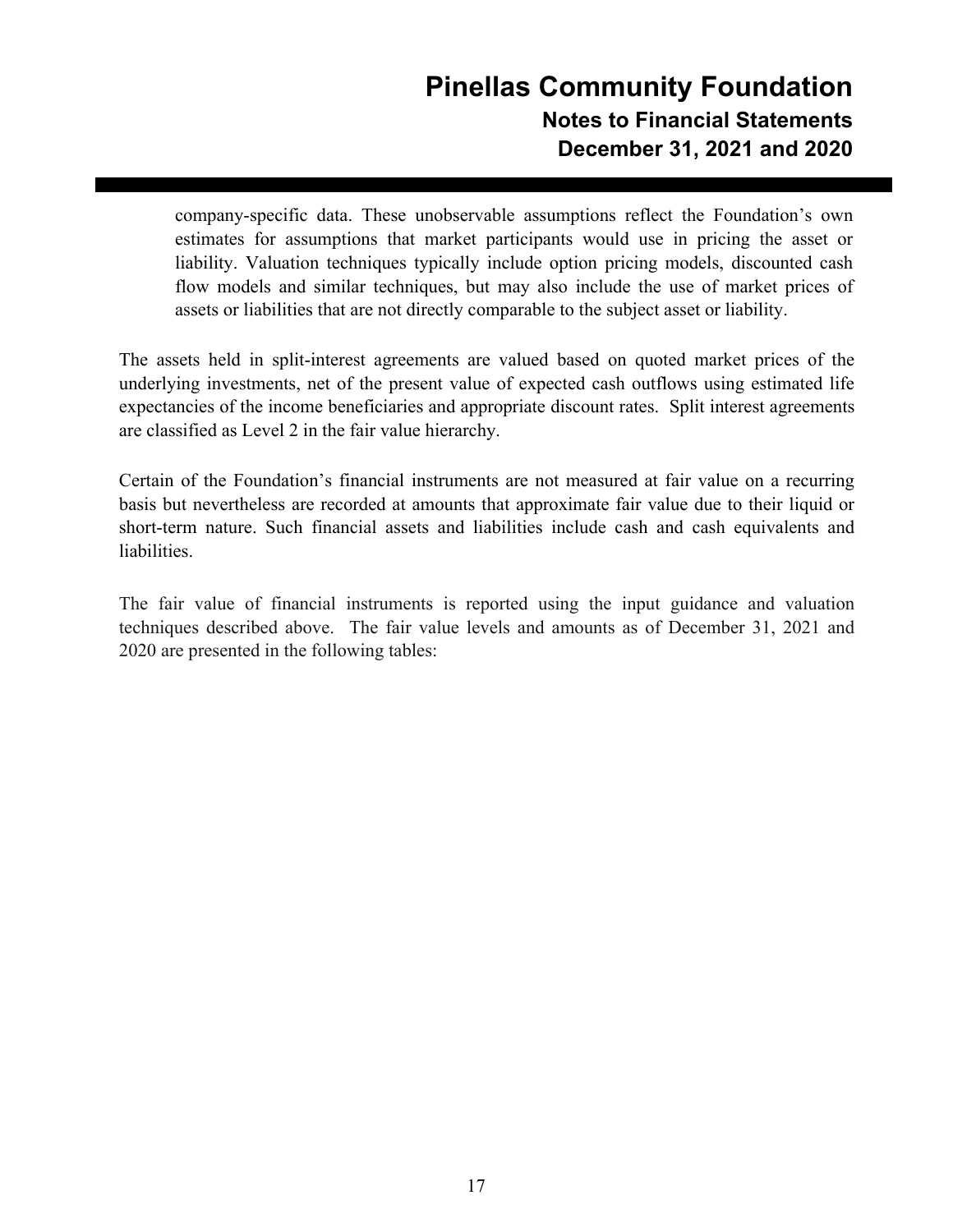company-specific data. These unobservable assumptions reflect the Foundation's own estimates for assumptions that market participants would use in pricing the asset or liability. Valuation techniques typically include option pricing models, discounted cash flow models and similar techniques, but may also include the use of market prices of assets or liabilities that are not directly comparable to the subject asset or liability.

The assets held in split-interest agreements are valued based on quoted market prices of the underlying investments, net of the present value of expected cash outflows using estimated life expectancies of the income beneficiaries and appropriate discount rates. Split interest agreements are classified as Level 2 in the fair value hierarchy.

Certain of the Foundation's financial instruments are not measured at fair value on a recurring basis but nevertheless are recorded at amounts that approximate fair value due to their liquid or short-term nature. Such financial assets and liabilities include cash and cash equivalents and liabilities.

The fair value of financial instruments is reported using the input guidance and valuation techniques described above. The fair value levels and amounts as of December 31, 2021 and 2020 are presented in the following tables: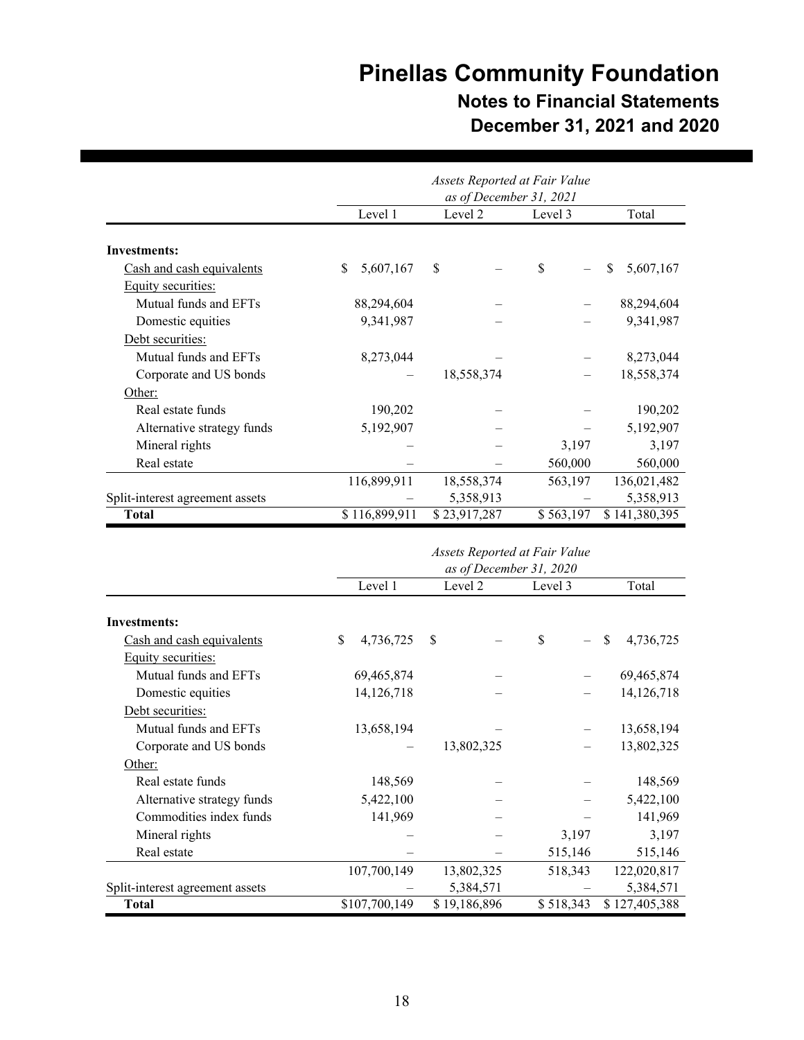| | Assets Reported at Fair Value as of December 31, 2021 | | | |
|---|---|---|---|---|
| | Level 1 | Level 2 | Level 3 | Total |
| **Investments:** | | | | |
| Cash and cash equivalents | $ 5,607,167 | $ – | $ – | $ 5,607,167 |
| Equity securities: | | | | |
| Mutual funds and EFTs | 88,294,604 | – | – | 88,294,604 |
| Domestic equities | 9,341,987 | – | – | 9,341,987 |
| Debt securities: | | | | |
| Mutual funds and EFTs | 8,273,044 | – | – | 8,273,044 |
| Corporate and US bonds | – | 18,558,374 | – | 18,558,374 |
| Other: | | | | |
| Real estate funds | 190,202 | – | – | 190,202 |
| Alternative strategy funds | 5,192,907 | – | – | 5,192,907 |
| Mineral rights | – | – | 3,197 | 3,197 |
| Real estate | – | – | 560,000 | 560,000 |
| | 116,899,911 | 18,558,374 | 563,197 | 136,021,482 |
| Split-interest agreement assets | – | 5,358,913 | – | 5,358,913 |
| **Total** | $ 116,899,911 | $ 23,917,287 | $ 563,197 | $ 141,380,395 |

| | Assets Reported at Fair Value as of December 31, 2020 | | | |
|---|---|---|---|---|
| | Level 1 | Level 2 | Level 3 | Total |
| **Investments:** | | | | |
| Cash and cash equivalents | $ 4,736,725 | $ – | $ – | $ 4,736,725 |
| Equity securities: | | | | |
| Mutual funds and EFTs | 69,465,874 | – | – | 69,465,874 |
| Domestic equities | 14,126,718 | – | – | 14,126,718 |
| Debt securities: | | | | |
| Mutual funds and EFTs | 13,658,194 | – | – | 13,658,194 |
| Corporate and US bonds | – | 13,802,325 | – | 13,802,325 |
| Other: | | | | |
| Real estate funds | 148,569 | – | – | 148,569 |
| Alternative strategy funds | 5,422,100 | – | – | 5,422,100 |
| Commodities index funds | 141,969 | – | – | 141,969 |
| Mineral rights | – | – | 3,197 | 3,197 |
| Real estate | – | – | 515,146 | 515,146 |
| | 107,700,149 | 13,802,325 | 518,343 | 122,020,817 |
| Split-interest agreement assets | – | 5,384,571 | – | 5,384,571 |
| **Total** | $107,700,149 | $ 19,186,896 | $ 518,343 | $ 127,405,388 |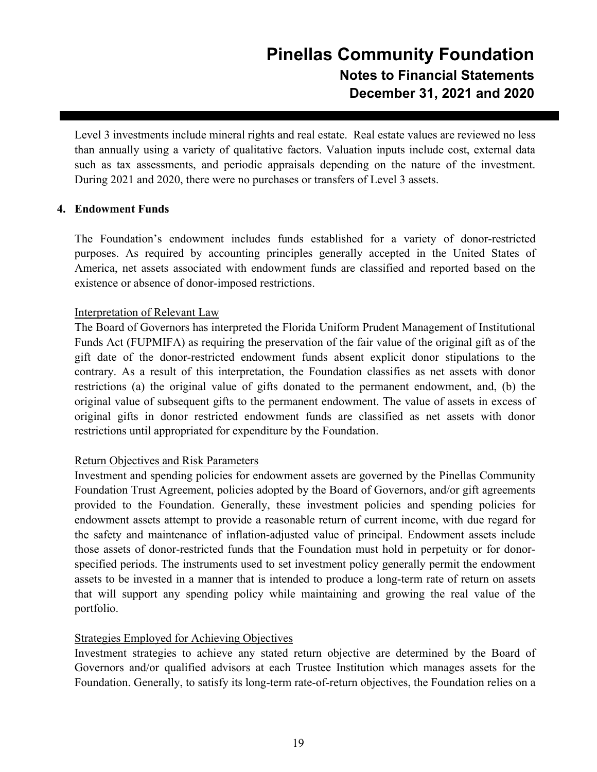Level 3 investments include mineral rights and real estate. Real estate values are reviewed no less than annually using a variety of qualitative factors. Valuation inputs include cost, external data such as tax assessments, and periodic appraisals depending on the nature of the investment. During 2021 and 2020, there were no purchases or transfers of Level 3 assets.

## 4. Endowment Funds

The Foundation's endowment includes funds established for a variety of donor-restricted purposes. As required by accounting principles generally accepted in the United States of America, net assets associated with endowment funds are classified and reported based on the existence or absence of donor-imposed restrictions.

### Interpretation of Relevant Law

The Board of Governors has interpreted the Florida Uniform Prudent Management of Institutional Funds Act (FUPMIFA) as requiring the preservation of the fair value of the original gift as of the gift date of the donor-restricted endowment funds absent explicit donor stipulations to the contrary. As a result of this interpretation, the Foundation classifies as net assets with donor restrictions (a) the original value of gifts donated to the permanent endowment, and, (b) the original value of subsequent gifts to the permanent endowment. The value of assets in excess of original gifts in donor restricted endowment funds are classified as net assets with donor restrictions until appropriated for expenditure by the Foundation.

### Return Objectives and Risk Parameters

Investment and spending policies for endowment assets are governed by the Pinellas Community Foundation Trust Agreement, policies adopted by the Board of Governors, and/or gift agreements provided to the Foundation. Generally, these investment policies and spending policies for endowment assets attempt to provide a reasonable return of current income, with due regard for the safety and maintenance of inflation-adjusted value of principal. Endowment assets include those assets of donor-restricted funds that the Foundation must hold in perpetuity or for donor-specified periods. The instruments used to set investment policy generally permit the endowment assets to be invested in a manner that is intended to produce a long-term rate of return on assets that will support any spending policy while maintaining and growing the real value of the portfolio.

### Strategies Employed for Achieving Objectives

Investment strategies to achieve any stated return objective are determined by the Board of Governors and/or qualified advisors at each Trustee Institution which manages assets for the Foundation. Generally, to satisfy its long-term rate-of-return objectives, the Foundation relies on a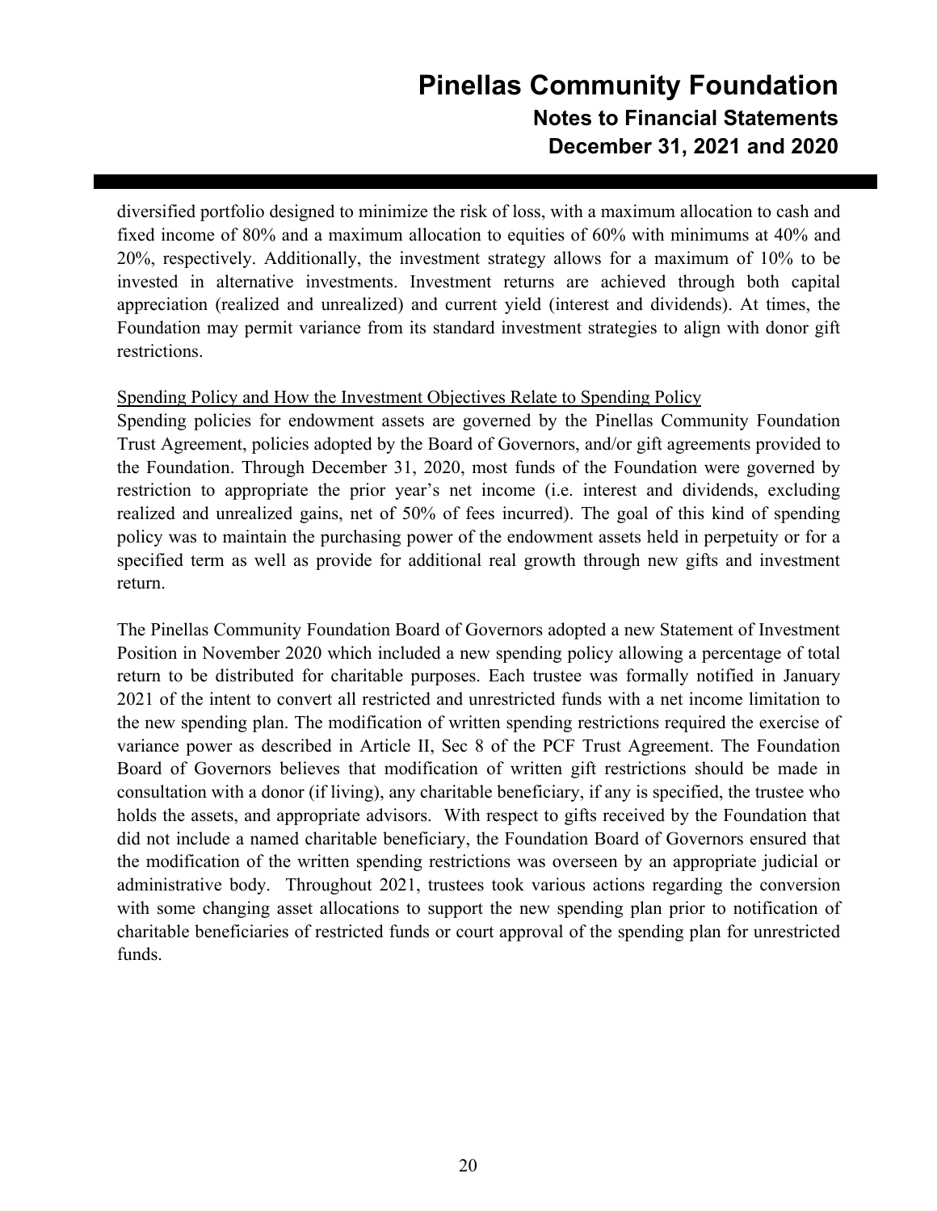diversified portfolio designed to minimize the risk of loss, with a maximum allocation to cash and fixed income of 80% and a maximum allocation to equities of 60% with minimums at 40% and 20%, respectively. Additionally, the investment strategy allows for a maximum of 10% to be invested in alternative investments. Investment returns are achieved through both capital appreciation (realized and unrealized) and current yield (interest and dividends). At times, the Foundation may permit variance from its standard investment strategies to align with donor gift restrictions.

Spending Policy and How the Investment Objectives Relate to Spending Policy

Spending policies for endowment assets are governed by the Pinellas Community Foundation Trust Agreement, policies adopted by the Board of Governors, and/or gift agreements provided to the Foundation. Through December 31, 2020, most funds of the Foundation were governed by restriction to appropriate the prior year's net income (i.e. interest and dividends, excluding realized and unrealized gains, net of 50% of fees incurred). The goal of this kind of spending policy was to maintain the purchasing power of the endowment assets held in perpetuity or for a specified term as well as provide for additional real growth through new gifts and investment return.

The Pinellas Community Foundation Board of Governors adopted a new Statement of Investment Position in November 2020 which included a new spending policy allowing a percentage of total return to be distributed for charitable purposes. Each trustee was formally notified in January 2021 of the intent to convert all restricted and unrestricted funds with a net income limitation to the new spending plan. The modification of written spending restrictions required the exercise of variance power as described in Article II, Sec 8 of the PCF Trust Agreement. The Foundation Board of Governors believes that modification of written gift restrictions should be made in consultation with a donor (if living), any charitable beneficiary, if any is specified, the trustee who holds the assets, and appropriate advisors. With respect to gifts received by the Foundation that did not include a named charitable beneficiary, the Foundation Board of Governors ensured that the modification of the written spending restrictions was overseen by an appropriate judicial or administrative body. Throughout 2021, trustees took various actions regarding the conversion with some changing asset allocations to support the new spending plan prior to notification of charitable beneficiaries of restricted funds or court approval of the spending plan for unrestricted funds.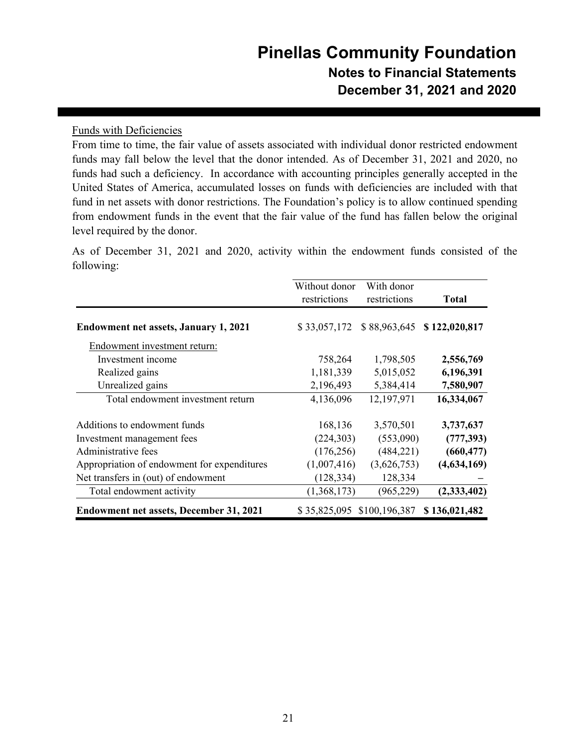Funds with Deficiencies

From time to time, the fair value of assets associated with individual donor restricted endowment funds may fall below the level that the donor intended. As of December 31, 2021 and 2020, no funds had such a deficiency. In accordance with accounting principles generally accepted in the United States of America, accumulated losses on funds with deficiencies are included with that fund in net assets with donor restrictions. The Foundation's policy is to allow continued spending from endowment funds in the event that the fair value of the fund has fallen below the original level required by the donor.

As of December 31, 2021 and 2020, activity within the endowment funds consisted of the following:

| | Without donor restrictions | With donor restrictions | **Total** |
|---|---|---|---|
| **Endowment net assets, January 1, 2021** | $ 33,057,172 | $ 88,963,645 | **$ 122,020,817** |
| Endowment investment return: | | | |
| Investment income | 758,264 | 1,798,505 | **2,556,769** |
| Realized gains | 1,181,339 | 5,015,052 | **6,196,391** |
| Unrealized gains | 2,196,493 | 5,384,414 | **7,580,907** |
| Total endowment investment return | 4,136,096 | 12,197,971 | **16,334,067** |
| Additions to endowment funds | 168,136 | 3,570,501 | **3,737,637** |
| Investment management fees | (224,303) | (553,090) | **(777,393)** |
| Administrative fees | (176,256) | (484,221) | **(660,477)** |
| Appropriation of endowment for expenditures | (1,007,416) | (3,626,753) | **(4,634,169)** |
| Net transfers in (out) of endowment | (128,334) | 128,334 | **–** |
| Total endowment activity | (1,368,173) | (965,229) | **(2,333,402)** |
| **Endowment net assets, December 31, 2021** | $ 35,825,095 | $100,196,387 | **$ 136,021,482** |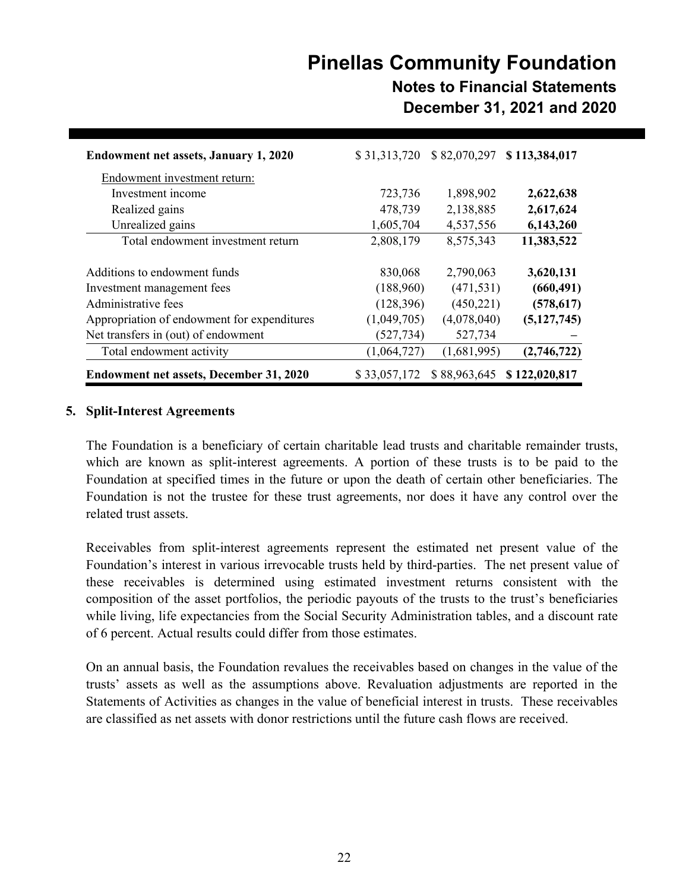| | | | |
|---|---|---|---|
| **Endowment net assets, January 1, 2020** | $ 31,313,720 | $ 82,070,297 | **$ 113,384,017** |
| Endowment investment return: | | | |
| Investment income | 723,736 | 1,898,902 | **2,622,638** |
| Realized gains | 478,739 | 2,138,885 | **2,617,624** |
| Unrealized gains | 1,605,704 | 4,537,556 | **6,143,260** |
| Total endowment investment return | 2,808,179 | 8,575,343 | **11,383,522** |
| Additions to endowment funds | 830,068 | 2,790,063 | **3,620,131** |
| Investment management fees | (188,960) | (471,531) | **(660,491)** |
| Administrative fees | (128,396) | (450,221) | **(578,617)** |
| Appropriation of endowment for expenditures | (1,049,705) | (4,078,040) | **(5,127,745)** |
| Net transfers in (out) of endowment | (527,734) | 527,734 | **–** |
| Total endowment activity | (1,064,727) | (1,681,995) | **(2,746,722)** |
| **Endowment net assets, December 31, 2020** | $ 33,057,172 | $ 88,963,645 | **$ 122,020,817** |

## 5. Split-Interest Agreements

The Foundation is a beneficiary of certain charitable lead trusts and charitable remainder trusts, which are known as split-interest agreements. A portion of these trusts is to be paid to the Foundation at specified times in the future or upon the death of certain other beneficiaries. The Foundation is not the trustee for these trust agreements, nor does it have any control over the related trust assets.

Receivables from split-interest agreements represent the estimated net present value of the Foundation's interest in various irrevocable trusts held by third-parties. The net present value of these receivables is determined using estimated investment returns consistent with the composition of the asset portfolios, the periodic payouts of the trusts to the trust's beneficiaries while living, life expectancies from the Social Security Administration tables, and a discount rate of 6 percent. Actual results could differ from those estimates.

On an annual basis, the Foundation revalues the receivables based on changes in the value of the trusts' assets as well as the assumptions above. Revaluation adjustments are reported in the Statements of Activities as changes in the value of beneficial interest in trusts. These receivables are classified as net assets with donor restrictions until the future cash flows are received.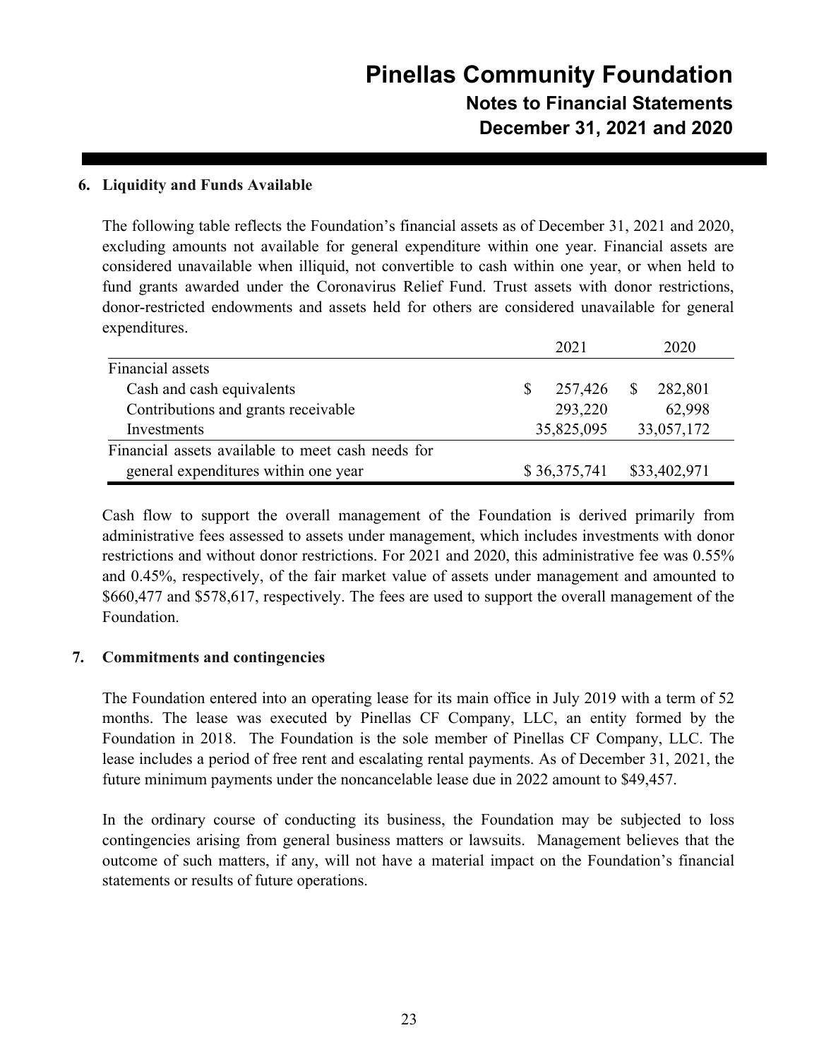## 6. Liquidity and Funds Available

The following table reflects the Foundation's financial assets as of December 31, 2021 and 2020, excluding amounts not available for general expenditure within one year. Financial assets are considered unavailable when illiquid, not convertible to cash within one year, or when held to fund grants awarded under the Coronavirus Relief Fund. Trust assets with donor restrictions, donor-restricted endowments and assets held for others are considered unavailable for general expenditures.

| | 2021 | 2020 |
|---|---|---|
| Financial assets | | |
| Cash and cash equivalents | $ 257,426 | $ 282,801 |
| Contributions and grants receivable | 293,220 | 62,998 |
| Investments | 35,825,095 | 33,057,172 |
| Financial assets available to meet cash needs for general expenditures within one year | $ 36,375,741 | $33,402,971 |

Cash flow to support the overall management of the Foundation is derived primarily from administrative fees assessed to assets under management, which includes investments with donor restrictions and without donor restrictions. For 2021 and 2020, this administrative fee was 0.55% and 0.45%, respectively, of the fair market value of assets under management and amounted to $660,477 and $578,617, respectively. The fees are used to support the overall management of the Foundation.

## 7. Commitments and contingencies

The Foundation entered into an operating lease for its main office in July 2019 with a term of 52 months. The lease was executed by Pinellas CF Company, LLC, an entity formed by the Foundation in 2018. The Foundation is the sole member of Pinellas CF Company, LLC. The lease includes a period of free rent and escalating rental payments. As of December 31, 2021, the future minimum payments under the noncancelable lease due in 2022 amount to $49,457.

In the ordinary course of conducting its business, the Foundation may be subjected to loss contingencies arising from general business matters or lawsuits. Management believes that the outcome of such matters, if any, will not have a material impact on the Foundation's financial statements or results of future operations.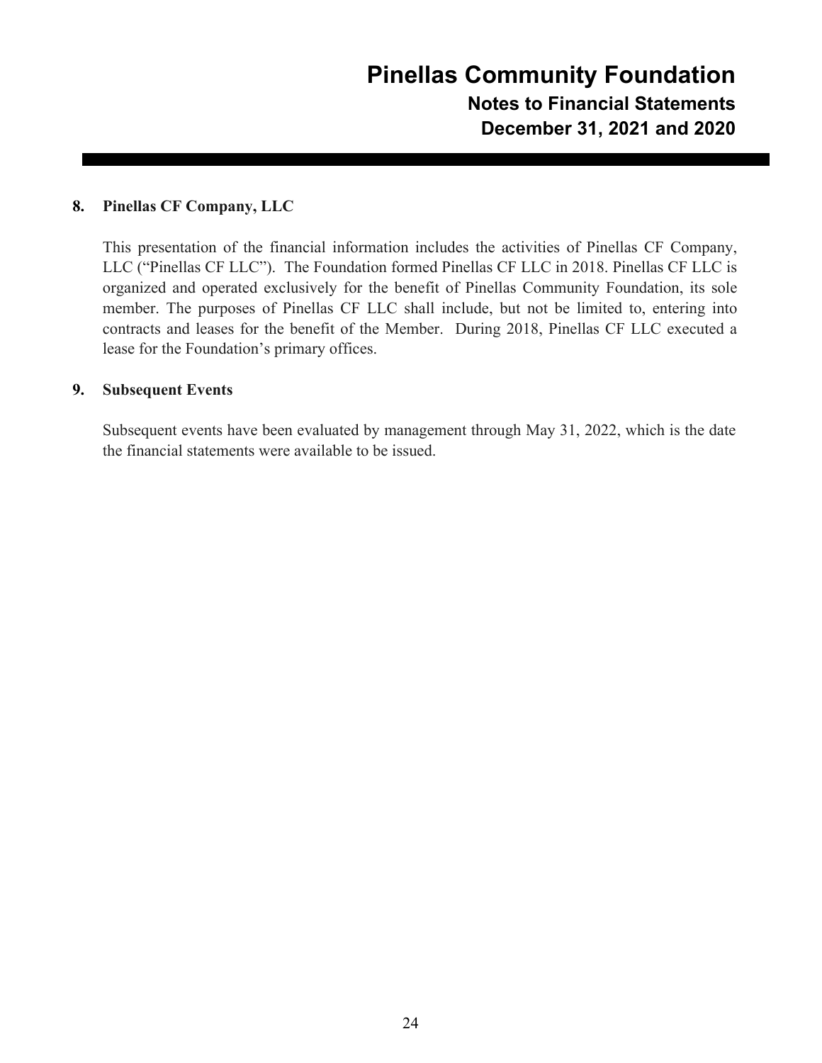## 8. Pinellas CF Company, LLC

This presentation of the financial information includes the activities of Pinellas CF Company, LLC ("Pinellas CF LLC"). The Foundation formed Pinellas CF LLC in 2018. Pinellas CF LLC is organized and operated exclusively for the benefit of Pinellas Community Foundation, its sole member. The purposes of Pinellas CF LLC shall include, but not be limited to, entering into contracts and leases for the benefit of the Member. During 2018, Pinellas CF LLC executed a lease for the Foundation's primary offices.

## 9. Subsequent Events

Subsequent events have been evaluated by management through May 31, 2022, which is the date the financial statements were available to be issued.